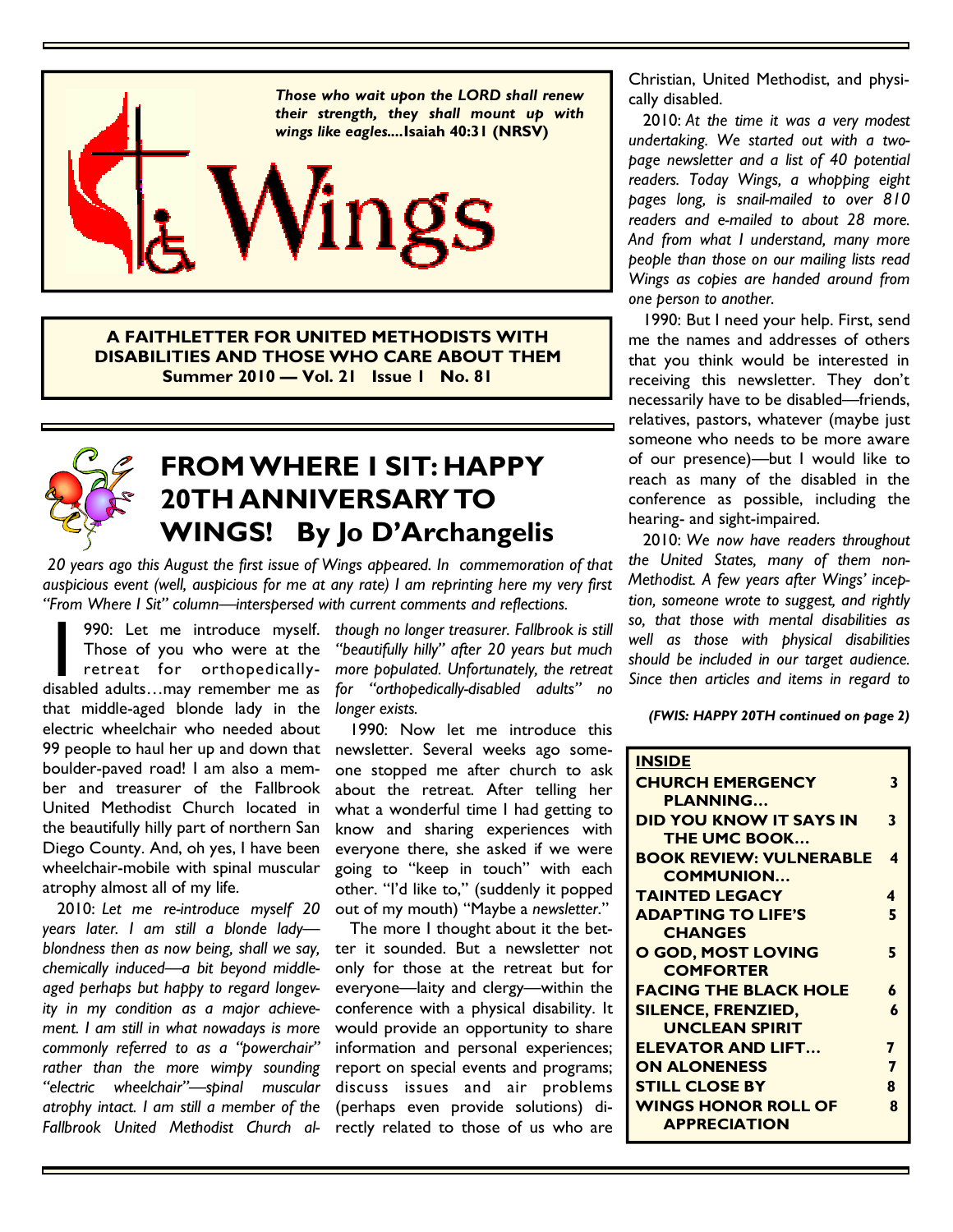*Those who wait upon the LORD shall renew their strength, they shall mount up with wings like eagles....***Isaiah 40:31 (NRSV)**

# Wings

**A FAITHLETTER FOR UNITED METHODISTS WITH DISABILITIES AND THOSE WHO CARE ABOUT THEM**
**Summer 2010 — Vol. 21 Issue 1 No. 81**

## FROM WHERE I SIT: HAPPY 20TH ANNIVERSARY TO WINGS! By Jo D'Archangelis

*20 years ago this August the first issue of Wings appeared. In commemoration of that auspicious event (well, auspicious for me at any rate) I am reprinting here my very first "From Where I Sit" column—interspersed with current comments and reflections.*

1990: Let me introduce myself. Those of you who were at the retreat for orthopedically-disabled adults…may remember me as that middle-aged blonde lady in the electric wheelchair who needed about 99 people to haul her up and down that boulder-paved road! I am also a member and treasurer of the Fallbrook United Methodist Church located in the beautifully hilly part of northern San Diego County. And, oh yes, I have been wheelchair-mobile with spinal muscular atrophy almost all of my life.

2010: *Let me re-introduce myself 20 years later. I am still a blonde lady—blondness then as now being, shall we say, chemically induced—a bit beyond middle-aged perhaps but happy to regard longevity in my condition as a major achievement. I am still in what nowadays is more commonly referred to as a "powerchair" rather than the more wimpy sounding "electric wheelchair"—spinal muscular atrophy intact. I am still a member of the Fallbrook United Methodist Church although no longer treasurer. Fallbrook is still "beautifully hilly" after 20 years but much more populated. Unfortunately, the retreat for "orthopedically-disabled adults" no longer exists.*

1990: Now let me introduce this newsletter. Several weeks ago someone stopped me after church to ask about the retreat. After telling her what a wonderful time I had getting to know and sharing experiences with everyone there, she asked if we were going to "keep in touch" with each other. "I'd like to," (suddenly it popped out of my mouth) "Maybe a *newsletter*."

The more I thought about it the better it sounded. But a newsletter not only for those at the retreat but for everyone—laity and clergy—within the conference with a physical disability. It would provide an opportunity to share information and personal experiences; report on special events and programs; discuss issues and air problems (perhaps even provide solutions) directly related to those of us who are Christian, United Methodist, and physically disabled.

2010: *At the time it was a very modest undertaking. We started out with a two-page newsletter and a list of 40 potential readers. Today Wings, a whopping eight pages long, is snail-mailed to over 810 readers and e-mailed to about 28 more. And from what I understand, many more people than those on our mailing lists read Wings as copies are handed around from one person to another.*

1990: But I need your help. First, send me the names and addresses of others that you think would be interested in receiving this newsletter. They don't necessarily have to be disabled—friends, relatives, pastors, whatever (maybe just someone who needs to be more aware of our presence)—but I would like to reach as many of the disabled in the conference as possible, including the hearing- and sight-impaired.

2010: *We now have readers throughout the United States, many of them non-Methodist. A few years after Wings' inception, someone wrote to suggest, and rightly so, that those with mental disabilities as well as those with physical disabilities should be included in our target audience. Since then articles and items in regard to*

***(FWIS: HAPPY 20TH continued on page 2)***

| **INSIDE** | |
|---|---|
| **CHURCH EMERGENCY PLANNING…** | **3** |
| **DID YOU KNOW IT SAYS IN THE UMC BOOK…** | **3** |
| **BOOK REVIEW: VULNERABLE COMMUNION…** | **4** |
| **TAINTED LEGACY** | **4** |
| **ADAPTING TO LIFE'S CHANGES** | **5** |
| **O GOD, MOST LOVING COMFORTER** | **5** |
| **FACING THE BLACK HOLE** | **6** |
| **SILENCE, FRENZIED, UNCLEAN SPIRIT** | **6** |
| **ELEVATOR AND LIFT…** | **7** |
| **ON ALONENESS** | **7** |
| **STILL CLOSE BY** | **8** |
| **WINGS HONOR ROLL OF APPRECIATION** | **8** |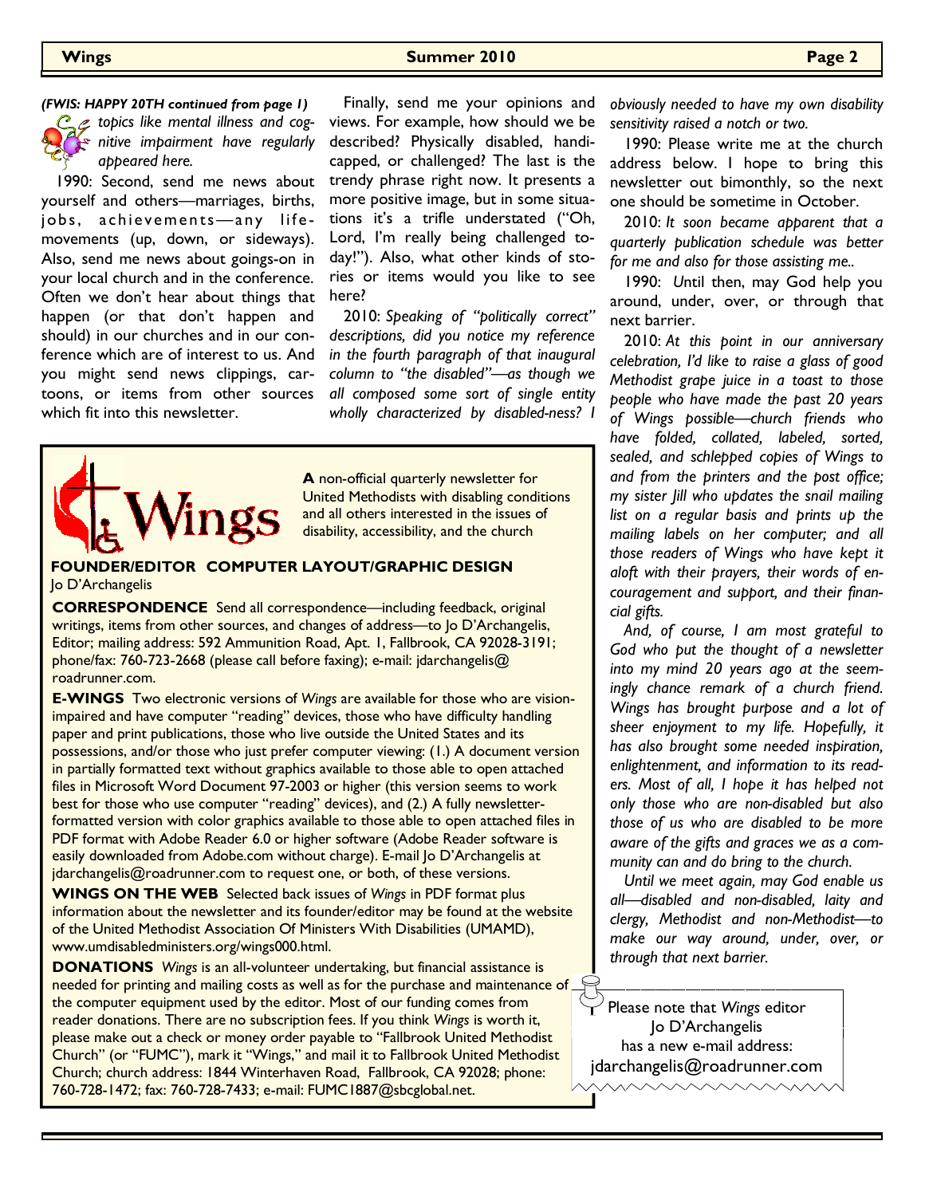*(FWIS: HAPPY 20TH continued from page 1)* *topics like mental illness and cognitive impairment have regularly appeared here.*

1990: Second, send me news about yourself and others—marriages, births, jobs, achievements—any life-movements (up, down, or sideways). Also, send me news about goings-on in your local church and in the conference. Often we don't hear about things that happen (or that don't happen and should) in our churches and in our conference which are of interest to us. And you might send news clippings, cartoons, or items from other sources which fit into this newsletter.

Finally, send me your opinions and views. For example, how should we be described? Physically disabled, handicapped, or challenged? The last is the trendy phrase right now. It presents a more positive image, but in some situations it's a trifle understated ("Oh, Lord, I'm really being challenged today!"). Also, what other kinds of stories or items would you like to see here?

2010: *Speaking of "politically correct" descriptions, did you notice my reference in the fourth paragraph of that inaugural column to "the disabled"—as though we all composed some sort of single entity wholly characterized by disabled-ness? I obviously needed to have my own disability sensitivity raised a notch or two.*

1990: Please write me at the church address below. I hope to bring this newsletter out bimonthly, so the next one should be sometime in October.

2010: *It soon became apparent that a quarterly publication schedule was better for me and also for those assisting me..*

1990: Until then, may God help you around, under, over, or through that next barrier.

2010: *At this point in our anniversary celebration, I'd like to raise a glass of good Methodist grape juice in a toast to those people who have made the past 20 years of Wings possible—church friends who have folded, collated, labeled, sorted, sealed, and schlepped copies of Wings to and from the printers and the post office; my sister Jill who updates the snail mailing list on a regular basis and prints up the mailing labels on her computer; and all those readers of Wings who have kept it aloft with their prayers, their words of encouragement and support, and their financial gifts.*

*And, of course, I am most grateful to God who put the thought of a newsletter into my mind 20 years ago at the seemingly chance remark of a church friend. Wings has brought purpose and a lot of sheer enjoyment to my life. Hopefully, it has also brought some needed inspiration, enlightenment, and information to its readers. Most of all, I hope it has helped not only those who are non-disabled but also those of us who are disabled to be more aware of the gifts and graces we as a community can and do bring to the church.*

*Until we meet again, may God enable us all—disabled and non-disabled, laity and clergy, Methodist and non-Methodist—to make our way around, under, over, or through that next barrier.*

---

## Wings

**A** non-official quarterly newsletter for United Methodists with disabling conditions and all others interested in the issues of disability, accessibility, and the church

**FOUNDER/EDITOR COMPUTER LAYOUT/GRAPHIC DESIGN**
Jo D'Archangelis

**CORRESPONDENCE** Send all correspondence—including feedback, original writings, items from other sources, and changes of address—to Jo D'Archangelis, Editor; mailing address: 592 Ammunition Road, Apt. 1, Fallbrook, CA 92028-3191; phone/fax: 760-723-2668 (please call before faxing); e-mail: jdarchangelis@roadrunner.com.

**E-WINGS** Two electronic versions of *Wings* are available for those who are vision-impaired and have computer "reading" devices, those who have difficulty handling paper and print publications, those who live outside the United States and its possessions, and/or those who just prefer computer viewing: (1.) A document version in partially formatted text without graphics available to those able to open attached files in Microsoft Word Document 97-2003 or higher (this version seems to work best for those who use computer "reading" devices), and (2.) A fully newsletter-formatted version with color graphics available to those able to open attached files in PDF format with Adobe Reader 6.0 or higher software (Adobe Reader software is easily downloaded from Adobe.com without charge). E-mail Jo D'Archangelis at jdarchangelis@roadrunner.com to request one, or both, of these versions.

**WINGS ON THE WEB** Selected back issues of *Wings* in PDF format plus information about the newsletter and its founder/editor may be found at the website of the United Methodist Association Of Ministers With Disabilities (UMAMD), www.umdisabledministers.org/wings000.html.

**DONATIONS** *Wings* is an all-volunteer undertaking, but financial assistance is needed for printing and mailing costs as well as for the purchase and maintenance of the computer equipment used by the editor. Most of our funding comes from reader donations. There are no subscription fees. If you think *Wings* is worth it, please make out a check or money order payable to "Fallbrook United Methodist Church" (or "FUMC"), mark it "Wings," and mail it to Fallbrook United Methodist Church; church address: 1844 Winterhaven Road, Fallbrook, CA 92028; phone: 760-728-1472; fax: 760-728-7433; e-mail: FUMC1887@sbcglobal.net.

---

Please note that *Wings* editor Jo D'Archangelis has a new e-mail address: jdarchangelis@roadrunner.com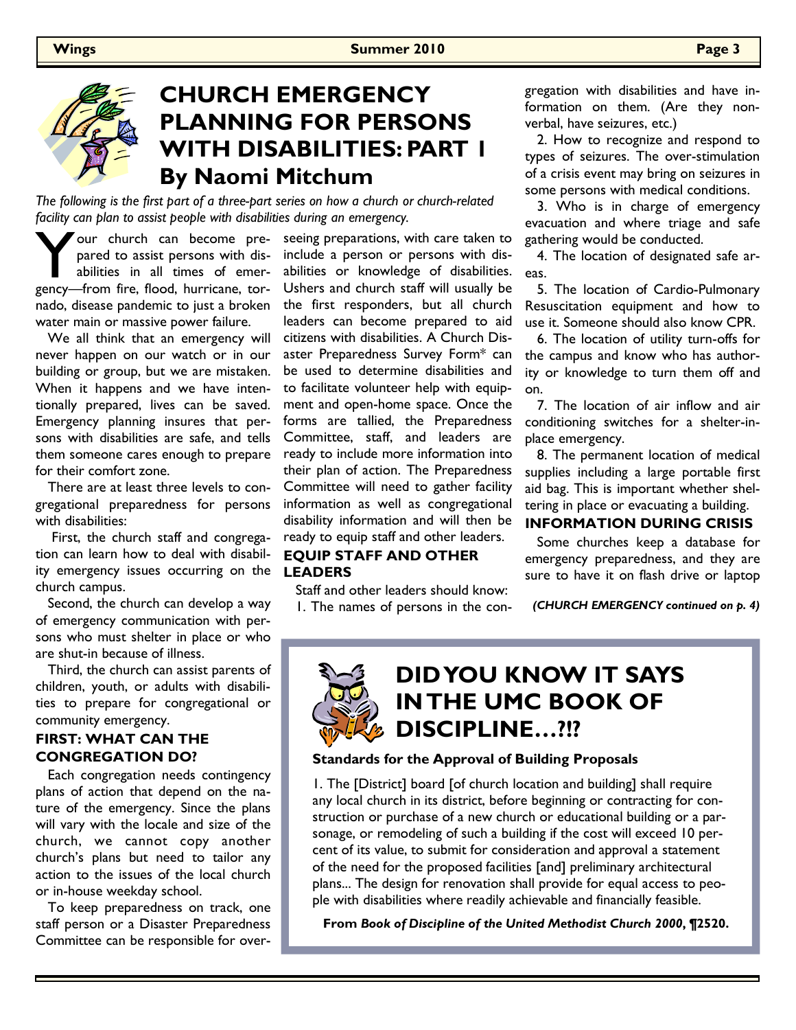# CHURCH EMERGENCY PLANNING FOR PERSONS WITH DISABILITIES: PART 1

## By Naomi Mitchum

*The following is the first part of a three-part series on how a church or church-related facility can plan to assist people with disabilities during an emergency.*

Your church can become prepared to assist persons with disabilities in all times of emergency—from fire, flood, hurricane, tornado, disease pandemic to just a broken water main or massive power failure.

We all think that an emergency will never happen on our watch or in our building or group, but we are mistaken. When it happens and we have intentionally prepared, lives can be saved. Emergency planning insures that persons with disabilities are safe, and tells them someone cares enough to prepare for their comfort zone.

There are at least three levels to congregational preparedness for persons with disabilities:

First, the church staff and congregation can learn how to deal with disability emergency issues occurring on the church campus.

Second, the church can develop a way of emergency communication with persons who must shelter in place or who are shut-in because of illness.

Third, the church can assist parents of children, youth, or adults with disabilities to prepare for congregational or community emergency.

### FIRST: WHAT CAN THE CONGREGATION DO?

Each congregation needs contingency plans of action that depend on the nature of the emergency. Since the plans will vary with the locale and size of the church, we cannot copy another church's plans but need to tailor any action to the issues of the local church or in-house weekday school.

To keep preparedness on track, one staff person or a Disaster Preparedness Committee can be responsible for overseeing preparations, with care taken to include a person or persons with disabilities or knowledge of disabilities. Ushers and church staff will usually be the first responders, but all church leaders can become prepared to aid citizens with disabilities. A Church Disaster Preparedness Survey Form* can be used to determine disabilities and to facilitate volunteer help with equipment and open-home space. Once the forms are tallied, the Preparedness Committee, staff, and leaders are ready to include more information into their plan of action. The Preparedness Committee will need to gather facility information as well as congregational disability information and will then be ready to equip staff and other leaders.

### EQUIP STAFF AND OTHER LEADERS

Staff and other leaders should know:

1. The names of persons in the congregation with disabilities and have information on them. (Are they nonverbal, have seizures, etc.)
2. How to recognize and respond to types of seizures. The over-stimulation of a crisis event may bring on seizures in some persons with medical conditions.
3. Who is in charge of emergency evacuation and where triage and safe gathering would be conducted.
4. The location of designated safe areas.
5. The location of Cardio-Pulmonary Resuscitation equipment and how to use it. Someone should also know CPR.
6. The location of utility turn-offs for the campus and know who has authority or knowledge to turn them off and on.
7. The location of air inflow and air conditioning switches for a shelter-in-place emergency.
8. The permanent location of medical supplies including a large portable first aid bag. This is important whether sheltering in place or evacuating a building.

### INFORMATION DURING CRISIS

Some churches keep a database for emergency preparedness, and they are sure to have it on flash drive or laptop

***(CHURCH EMERGENCY continued on p. 4)***

---

## DID YOU KNOW IT SAYS IN THE UMC BOOK OF DISCIPLINE…?!?

**Standards for the Approval of Building Proposals**

1. The [District] board [of church location and building] shall require any local church in its district, before beginning or contracting for construction or purchase of a new church or educational building or a parsonage, or remodeling of such a building if the cost will exceed 10 percent of its value, to submit for consideration and approval a statement of the need for the proposed facilities [and] preliminary architectural plans... The design for renovation shall provide for equal access to people with disabilities where readily achievable and financially feasible.

**From *Book of Discipline of the United Methodist Church 2000*, ¶2520.**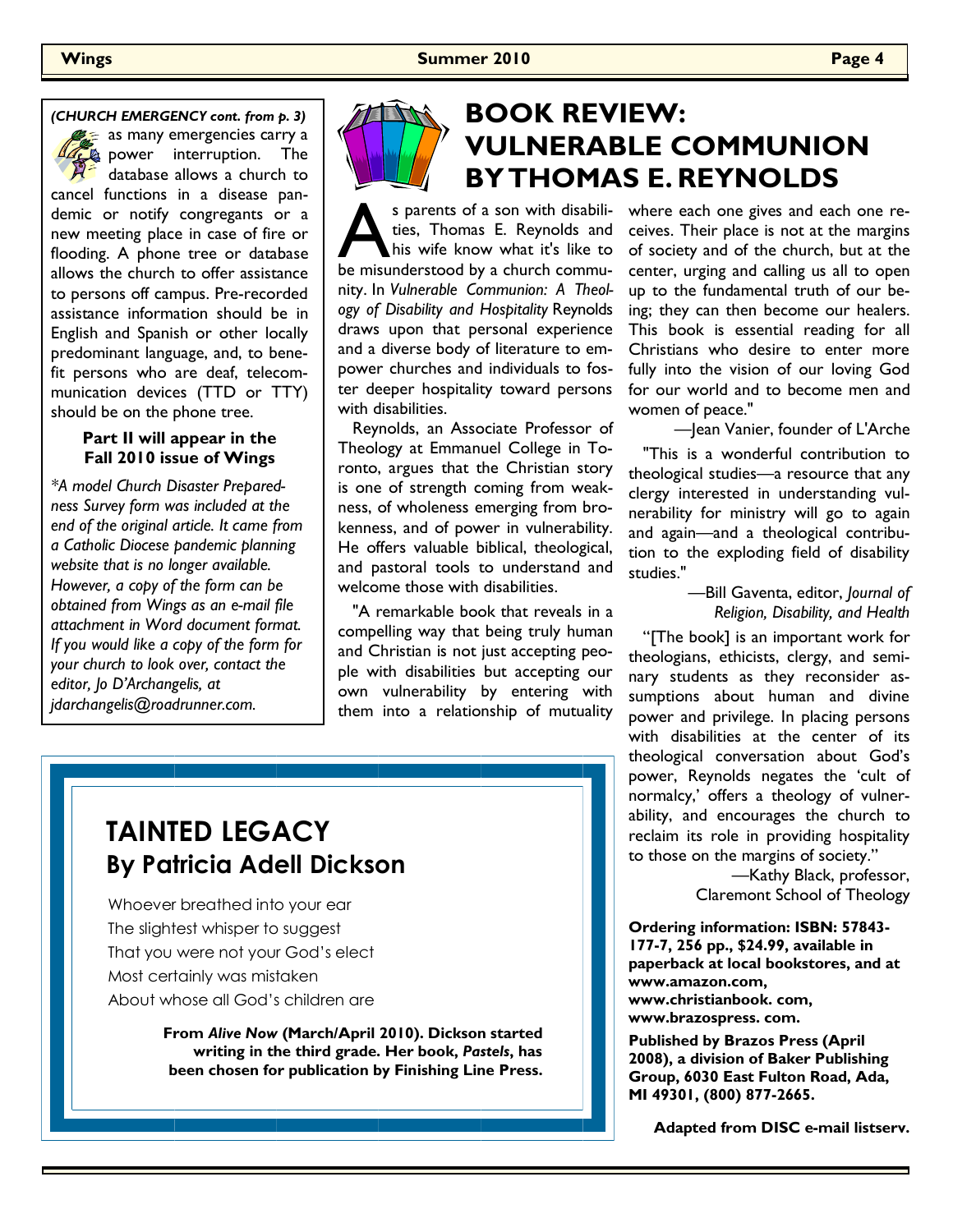*(CHURCH EMERGENCY cont. from p. 3)*

as many emergencies carry a power interruption. The database allows a church to cancel functions in a disease pandemic or notify congregants or a new meeting place in case of fire or flooding. A phone tree or database allows the church to offer assistance to persons off campus. Pre-recorded assistance information should be in English and Spanish or other locally predominant language, and, to benefit persons who are deaf, telecommunication devices (TTD or TTY) should be on the phone tree.

**Part II will appear in the Fall 2010 issue of Wings**

*\*A model Church Disaster Preparedness Survey form was included at the end of the original article. It came from a Catholic Diocese pandemic planning website that is no longer available. However, a copy of the form can be obtained from Wings as an e-mail file attachment in Word document format. If you would like a copy of the form for your church to look over, contact the editor, Jo D'Archangelis, at jdarchangelis@roadrunner.com.*

# BOOK REVIEW: VULNERABLE COMMUNION BY THOMAS E. REYNOLDS

As parents of a son with disabilities, Thomas E. Reynolds and his wife know what it's like to be misunderstood by a church community. In *Vulnerable Communion: A Theology of Disability and Hospitality* Reynolds draws upon that personal experience and a diverse body of literature to empower churches and individuals to foster deeper hospitality toward persons with disabilities.

Reynolds, an Associate Professor of Theology at Emmanuel College in Toronto, argues that the Christian story is one of strength coming from weakness, of wholeness emerging from brokenness, and of power in vulnerability. He offers valuable biblical, theological, and pastoral tools to understand and welcome those with disabilities.

"A remarkable book that reveals in a compelling way that being truly human and Christian is not just accepting people with disabilities but accepting our own vulnerability by entering with them into a relationship of mutuality where each one gives and each one receives. Their place is not at the margins of society and of the church, but at the center, urging and calling us all to open up to the fundamental truth of our being; they can then become our healers. This book is essential reading for all Christians who desire to enter more fully into the vision of our loving God for our world and to become men and women of peace."

—Jean Vanier, founder of L'Arche

"This is a wonderful contribution to theological studies—a resource that any clergy interested in understanding vulnerability for ministry will go to again and again—and a theological contribution to the exploding field of disability studies."

—Bill Gaventa, editor, *Journal of Religion, Disability, and Health*

"[The book] is an important work for theologians, ethicists, clergy, and seminary students as they reconsider assumptions about human and divine power and privilege. In placing persons with disabilities at the center of its theological conversation about God's power, Reynolds negates the 'cult of normalcy,' offers a theology of vulnerability, and encourages the church to reclaim its role in providing hospitality to those on the margins of society."

—Kathy Black, professor, Claremont School of Theology

**Ordering information: ISBN: 57843-177-7, 256 pp., $24.99, available in paperback at local bookstores, and at www.amazon.com, www.christianbook. com, www.brazospress. com.**

**Published by Brazos Press (April 2008), a division of Baker Publishing Group, 6030 East Fulton Road, Ada, MI 49301, (800) 877-2665.**

**Adapted from DISC e-mail listserv.**

## TAINTED LEGACY
## By Patricia Adell Dickson

Whoever breathed into your ear
The slightest whisper to suggest
That you were not your God's elect
Most certainly was mistaken
About whose all God's children are

**From *Alive Now* (March/April 2010). Dickson started writing in the third grade. Her book, *Pastels*, has been chosen for publication by Finishing Line Press.**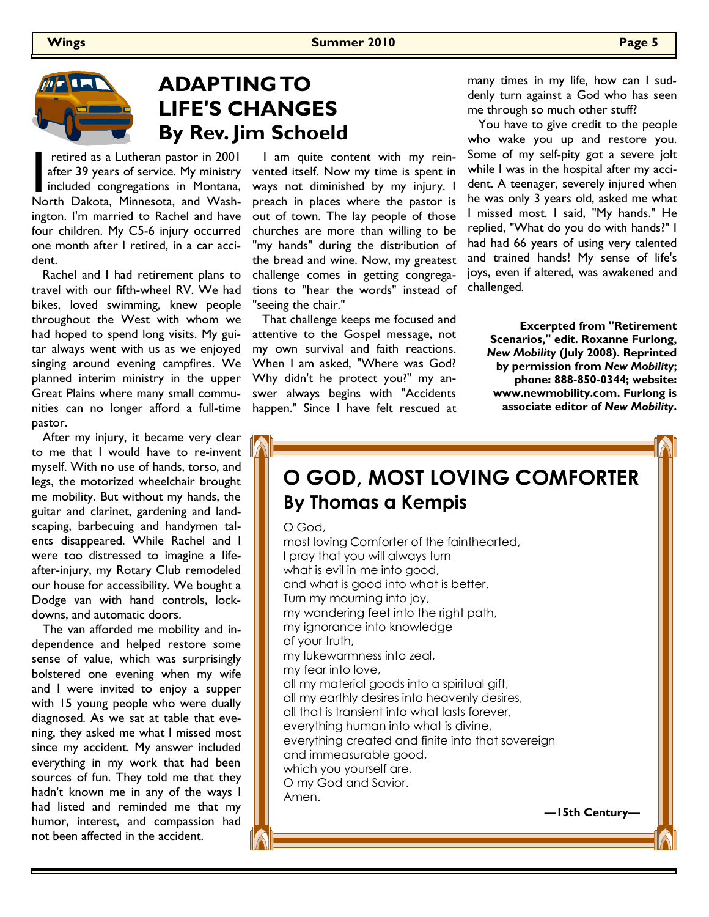# ADAPTING TO LIFE'S CHANGES

## By Rev. Jim Schoeld

I retired as a Lutheran pastor in 2001 after 39 years of service. My ministry included congregations in Montana, North Dakota, Minnesota, and Washington. I'm married to Rachel and have four children. My C5-6 injury occurred one month after I retired, in a car accident.

Rachel and I had retirement plans to travel with our fifth-wheel RV. We had bikes, loved swimming, knew people throughout the West with whom we had hoped to spend long visits. My guitar always went with us as we enjoyed singing around evening campfires. We planned interim ministry in the upper Great Plains where many small communities can no longer afford a full-time pastor.

After my injury, it became very clear to me that I would have to re-invent myself. With no use of hands, torso, and legs, the motorized wheelchair brought me mobility. But without my hands, the guitar and clarinet, gardening and landscaping, barbecuing and handymen talents disappeared. While Rachel and I were too distressed to imagine a life-after-injury, my Rotary Club remodeled our house for accessibility. We bought a Dodge van with hand controls, lock-downs, and automatic doors.

The van afforded me mobility and independence and helped restore some sense of value, which was surprisingly bolstered one evening when my wife and I were invited to enjoy a supper with 15 young people who were dually diagnosed. As we sat at table that evening, they asked me what I missed most since my accident. My answer included everything in my work that had been sources of fun. They told me that they hadn't known me in any of the ways I had listed and reminded me that my humor, interest, and compassion had not been affected in the accident.

I am quite content with my reinvented itself. Now my time is spent in ways not diminished by my injury. I preach in places where the pastor is out of town. The lay people of those churches are more than willing to be "my hands" during the distribution of the bread and wine. Now, my greatest challenge comes in getting congregations to "hear the words" instead of "seeing the chair."

That challenge keeps me focused and attentive to the Gospel message, not my own survival and faith reactions. When I am asked, "Where was God? Why didn't he protect you?" my answer always begins with "Accidents happen." Since I have felt rescued at many times in my life, how can I suddenly turn against a God who has seen me through so much other stuff?

You have to give credit to the people who wake you up and restore you. Some of my self-pity got a severe jolt while I was in the hospital after my accident. A teenager, severely injured when he was only 3 years old, asked me what I missed most. I said, "My hands." He replied, "What do you do with hands?" I had had 66 years of using very talented and trained hands! My sense of life's joys, even if altered, was awakened and challenged.

**Excerpted from "Retirement Scenarios," edit. Roxanne Furlong, *New Mobility* (July 2008). Reprinted by permission from *New Mobility*; phone: 888-850-0344; website: www.newmobility.com. Furlong is associate editor of *New Mobility*.**

# O GOD, MOST LOVING COMFORTER

## By Thomas a Kempis

O God,
most loving Comforter of the fainthearted,
I pray that you will always turn
what is evil in me into good,
and what is good into what is better.
Turn my mourning into joy,
my wandering feet into the right path,
my ignorance into knowledge
of your truth,
my lukewarmness into zeal,
my fear into love,
all my material goods into a spiritual gift,
all my earthly desires into heavenly desires,
all that is transient into what lasts forever,
everything human into what is divine,
everything created and finite into that sovereign
and immeasurable good,
which you yourself are,
O my God and Savior.
Amen.

**—15th Century—**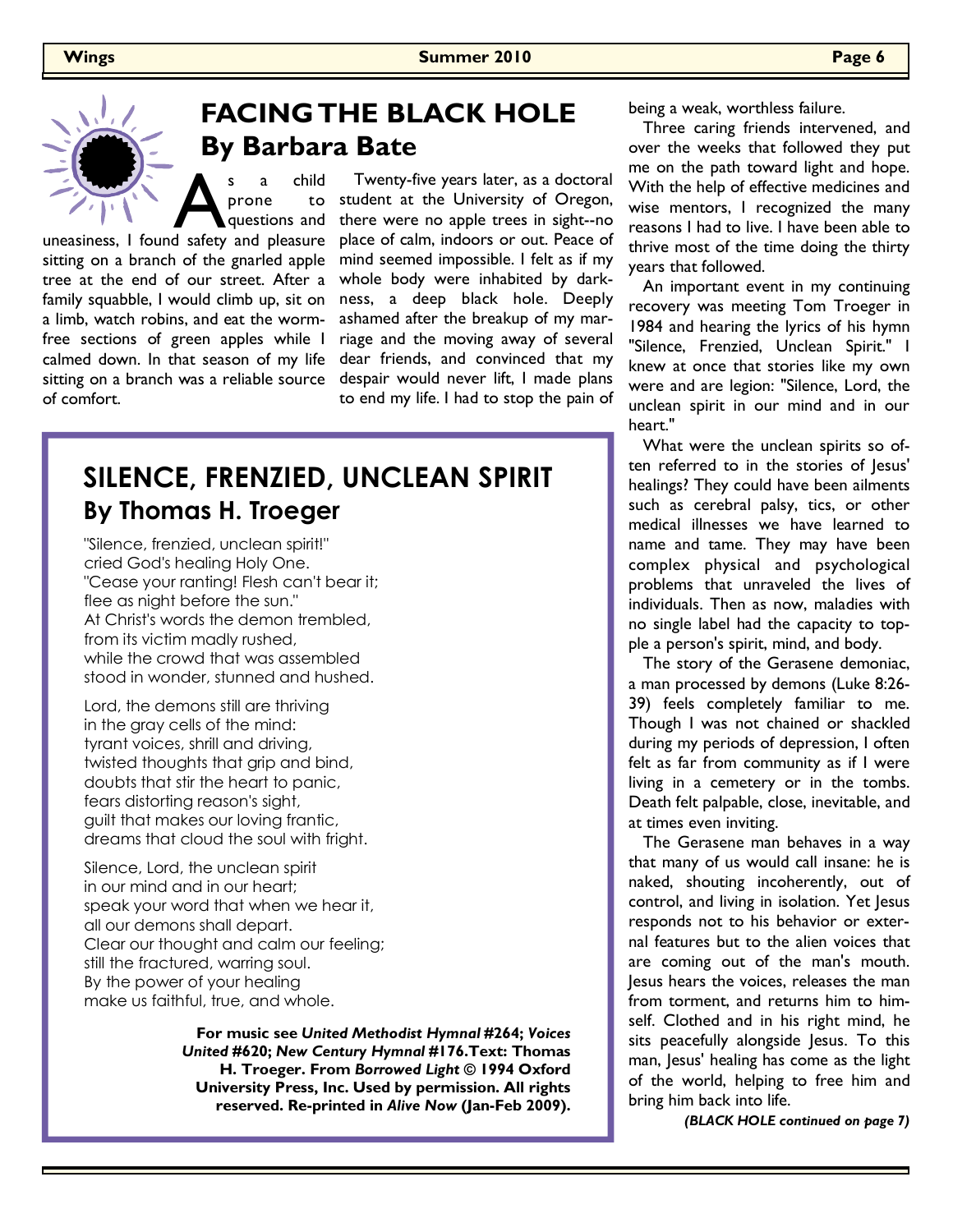# FACING THE BLACK HOLE

## By Barbara Bate

As a child prone to questions and uneasiness, I found safety and pleasure sitting on a branch of the gnarled apple tree at the end of our street. After a family squabble, I would climb up, sit on a limb, watch robins, and eat the worm-free sections of green apples while I calmed down. In that season of my life sitting on a branch was a reliable source of comfort.

Twenty-five years later, as a doctoral student at the University of Oregon, there were no apple trees in sight--no place of calm, indoors or out. Peace of mind seemed impossible. I felt as if my whole body were inhabited by darkness, a deep black hole. Deeply ashamed after the breakup of my marriage and the moving away of several dear friends, and convinced that my despair would never lift, I made plans to end my life. I had to stop the pain of being a weak, worthless failure.

Three caring friends intervened, and over the weeks that followed they put me on the path toward light and hope. With the help of effective medicines and wise mentors, I recognized the many reasons I had to live. I have been able to thrive most of the time doing the thirty years that followed.

An important event in my continuing recovery was meeting Tom Troeger in 1984 and hearing the lyrics of his hymn "Silence, Frenzied, Unclean Spirit." I knew at once that stories like my own were and are legion: "Silence, Lord, the unclean spirit in our mind and in our heart."

What were the unclean spirits so often referred to in the stories of Jesus' healings? They could have been ailments such as cerebral palsy, tics, or other medical illnesses we have learned to name and tame. They may have been complex physical and psychological problems that unraveled the lives of individuals. Then as now, maladies with no single label had the capacity to topple a person's spirit, mind, and body.

The story of the Gerasene demoniac, a man processed by demons (Luke 8:26-39) feels completely familiar to me. Though I was not chained or shackled during my periods of depression, I often felt as far from community as if I were living in a cemetery or in the tombs. Death felt palpable, close, inevitable, and at times even inviting.

The Gerasene man behaves in a way that many of us would call insane: he is naked, shouting incoherently, out of control, and living in isolation. Yet Jesus responds not to his behavior or external features but to the alien voices that are coming out of the man's mouth. Jesus hears the voices, releases the man from torment, and returns him to himself. Clothed and in his right mind, he sits peacefully alongside Jesus. To this man, Jesus' healing has come as the light of the world, helping to free him and bring him back into life.

*(BLACK HOLE continued on page 7)*

# SILENCE, FRENZIED, UNCLEAN SPIRIT

## By Thomas H. Troeger

"Silence, frenzied, unclean spirit!"
cried God's healing Holy One.
"Cease your ranting! Flesh can't bear it;
flee as night before the sun."
At Christ's words the demon trembled,
from its victim madly rushed,
while the crowd that was assembled
stood in wonder, stunned and hushed.

Lord, the demons still are thriving
in the gray cells of the mind:
tyrant voices, shrill and driving,
twisted thoughts that grip and bind,
doubts that stir the heart to panic,
fears distorting reason's sight,
guilt that makes our loving frantic,
dreams that cloud the soul with fright.

Silence, Lord, the unclean spirit
in our mind and in our heart;
speak your word that when we hear it,
all our demons shall depart.
Clear our thought and calm our feeling;
still the fractured, warring soul.
By the power of your healing
make us faithful, true, and whole.

**For music see *United Methodist Hymnal* #264; *Voices United* #620; *New Century Hymnal* #176.Text: Thomas H. Troeger. From *Borrowed Light* © 1994 Oxford University Press, Inc. Used by permission. All rights reserved. Re-printed in *Alive Now* (Jan-Feb 2009).**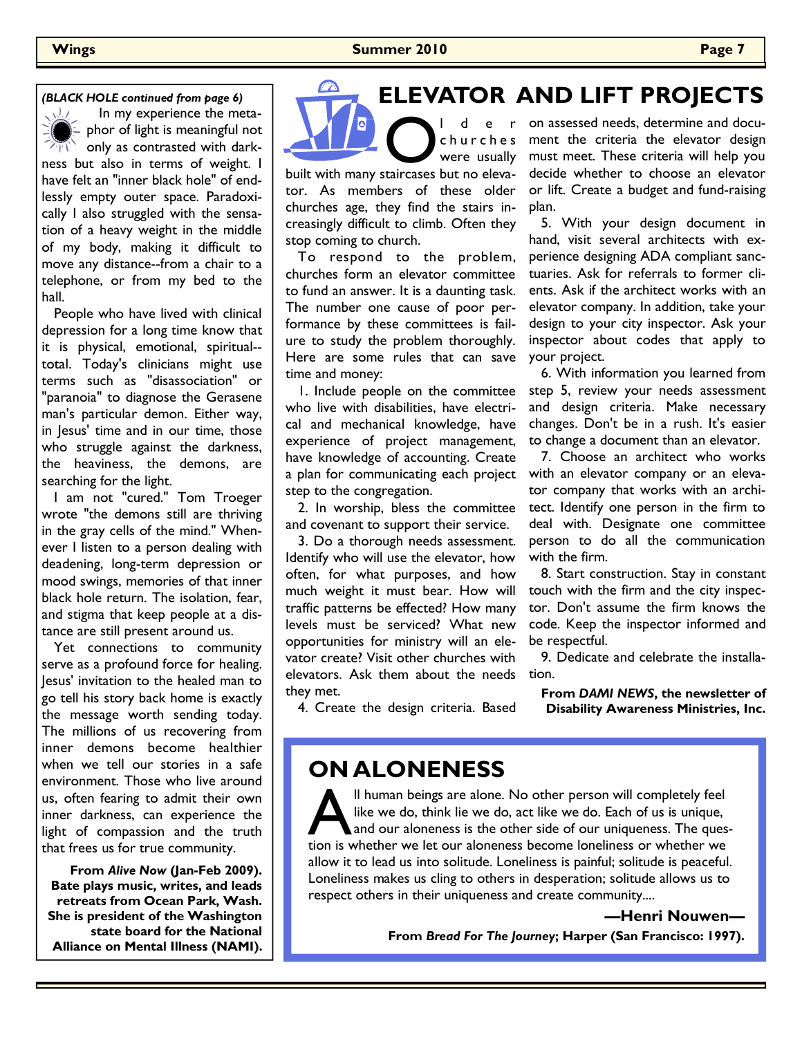*(BLACK HOLE continued from page 6)*

In my experience the metaphor of light is meaningful not only as contrasted with darkness but also in terms of weight. I have felt an "inner black hole" of endlessly empty outer space. Paradoxically I also struggled with the sensation of a heavy weight in the middle of my body, making it difficult to move any distance--from a chair to a telephone, or from my bed to the hall.

People who have lived with clinical depression for a long time know that it is physical, emotional, spiritual--total. Today's clinicians might use terms such as "disassociation" or "paranoia" to diagnose the Gerasene man's particular demon. Either way, in Jesus' time and in our time, those who struggle against the darkness, the heaviness, the demons, are searching for the light.

I am not "cured." Tom Troeger wrote "the demons still are thriving in the gray cells of the mind." Whenever I listen to a person dealing with deadening, long-term depression or mood swings, memories of that inner black hole return. The isolation, fear, and stigma that keep people at a distance are still present around us.

Yet connections to community serve as a profound force for healing. Jesus' invitation to the healed man to go tell his story back home is exactly the message worth sending today. The millions of us recovering from inner demons become healthier when we tell our stories in a safe environment. Those who live around us, often fearing to admit their own inner darkness, can experience the light of compassion and the truth that frees us for true community.

**From *Alive Now* (Jan-Feb 2009). Bate plays music, writes, and leads retreats from Ocean Park, Wash. She is president of the Washington state board for the National Alliance on Mental Illness (NAMI).**

# ELEVATOR AND LIFT PROJECTS

Older churches were usually built with many staircases but no elevator. As members of these older churches age, they find the stairs increasingly difficult to climb. Often they stop coming to church.

To respond to the problem, churches form an elevator committee to fund an answer. It is a daunting task. The number one cause of poor performance by these committees is failure to study the problem thoroughly. Here are some rules that can save time and money:

1. Include people on the committee who live with disabilities, have electrical and mechanical knowledge, have experience of project management, have knowledge of accounting. Create a plan for communicating each project step to the congregation.

2. In worship, bless the committee and covenant to support their service.

3. Do a thorough needs assessment. Identify who will use the elevator, how often, for what purposes, and how much weight it must bear. How will traffic patterns be effected? How many levels must be serviced? What new opportunities for ministry will an elevator create? Visit other churches with elevators. Ask them about the needs they met.

4. Create the design criteria. Based on assessed needs, determine and document the criteria the elevator design must meet. These criteria will help you decide whether to choose an elevator or lift. Create a budget and fund-raising plan.

5. With your design document in hand, visit several architects with experience designing ADA compliant sanctuaries. Ask for referrals to former clients. Ask if the architect works with an elevator company. In addition, take your design to your city inspector. Ask your inspector about codes that apply to your project.

6. With information you learned from step 5, review your needs assessment and design criteria. Make necessary changes. Don't be in a rush. It's easier to change a document than an elevator.

7. Choose an architect who works with an elevator company or an elevator company that works with an architect. Identify one person in the firm to deal with. Designate one committee person to do all the communication with the firm.

8. Start construction. Stay in constant touch with the firm and the city inspector. Don't assume the firm knows the code. Keep the inspector informed and be respectful.

9. Dedicate and celebrate the installation.

**From *DAMI NEWS*, the newsletter of Disability Awareness Ministries, Inc.**

# ON ALONENESS

All human beings are alone. No other person will completely feel like we do, think lie we do, act like we do. Each of us is unique, and our aloneness is the other side of our uniqueness. The question is whether we let our aloneness become loneliness or whether we allow it to lead us into solitude. Loneliness is painful; solitude is peaceful. Loneliness makes us cling to others in desperation; solitude allows us to respect others in their uniqueness and create community....

**—Henri Nouwen—**

**From *Bread For The Journey*; Harper (San Francisco: 1997).**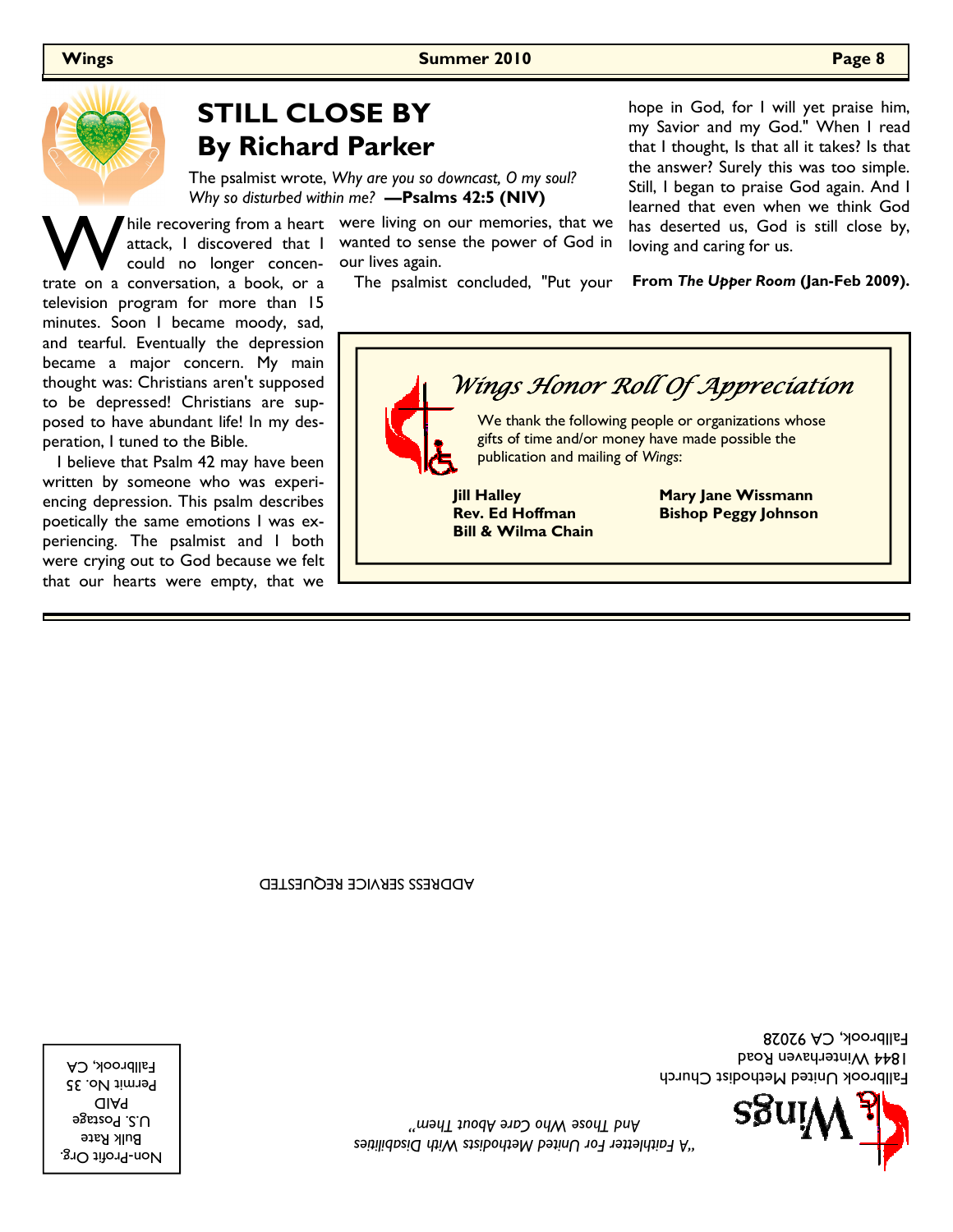# STILL CLOSE BY
# By Richard Parker

The psalmist wrote, *Why are you so downcast, O my soul? Why so disturbed within me?* **—Psalms 42:5 (NIV)**

While recovering from a heart attack, I discovered that I could no longer concentrate on a conversation, a book, or a television program for more than 15 minutes. Soon I became moody, sad, and tearful. Eventually the depression became a major concern. My main thought was: Christians aren't supposed to be depressed! Christians are supposed to have abundant life! In my desperation, I tuned to the Bible.

I believe that Psalm 42 may have been written by someone who was experiencing depression. This psalm describes poetically the same emotions I was experiencing. The psalmist and I both were crying out to God because we felt that our hearts were empty, that we were living on our memories, that we wanted to sense the power of God in our lives again.

The psalmist concluded, "Put your hope in God, for I will yet praise him, my Savior and my God." When I read that I thought, Is that all it takes? Is that the answer? Surely this was too simple. Still, I began to praise God again. And I learned that even when we think God has deserted us, God is still close by, loving and caring for us.

**From *The Upper Room* (Jan-Feb 2009).**

## *Wings Honor Roll Of Appreciation*

We thank the following people or organizations whose gifts of time and/or money have made possible the publication and mailing of *Wings*:

**Jill Halley**
**Rev. Ed Hoffman**
**Bill & Wilma Chain**
**Mary Jane Wissmann**
**Bishop Peggy Johnson**

ADDRESS SERVICE REQUESTED

Wings

Fallbrook United Methodist Church
1844 Winterhaven Road
Fallbrook, CA 92028

*"A Faithletter For United Methodists With Disabilities And Those Who Care About Them"*

Non-Profit Org.
Bulk Rate
U.S. Postage
PAID
Permit No. 35
Fallbrook, CA